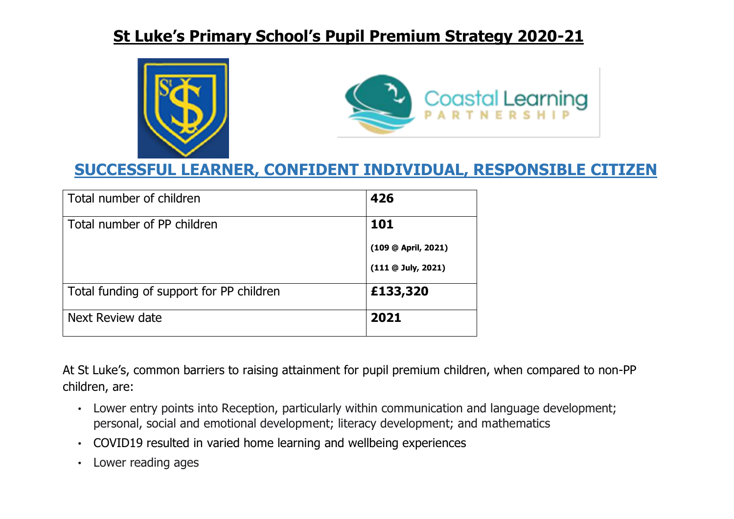# St Luke's Primary School's Pupil Premium Strategy 2020-21

## SUCCESSFUL LEARNER, CONFIDENT INDIVIDUAL, RESPONSIBLE CITIZEN

| | |
|---|---|
| Total number of children | **426** |
| Total number of PP children | **101**<br>**(109 @ April, 2021)**<br>**(111 @ July, 2021)** |
| Total funding of support for PP children | **£133,320** |
| Next Review date | **2021** |

At St Luke's, common barriers to raising attainment for pupil premium children, when compared to non-PP children, are:

- Lower entry points into Reception, particularly within communication and language development; personal, social and emotional development; literacy development; and mathematics
- COVID19 resulted in varied home learning and wellbeing experiences
- Lower reading ages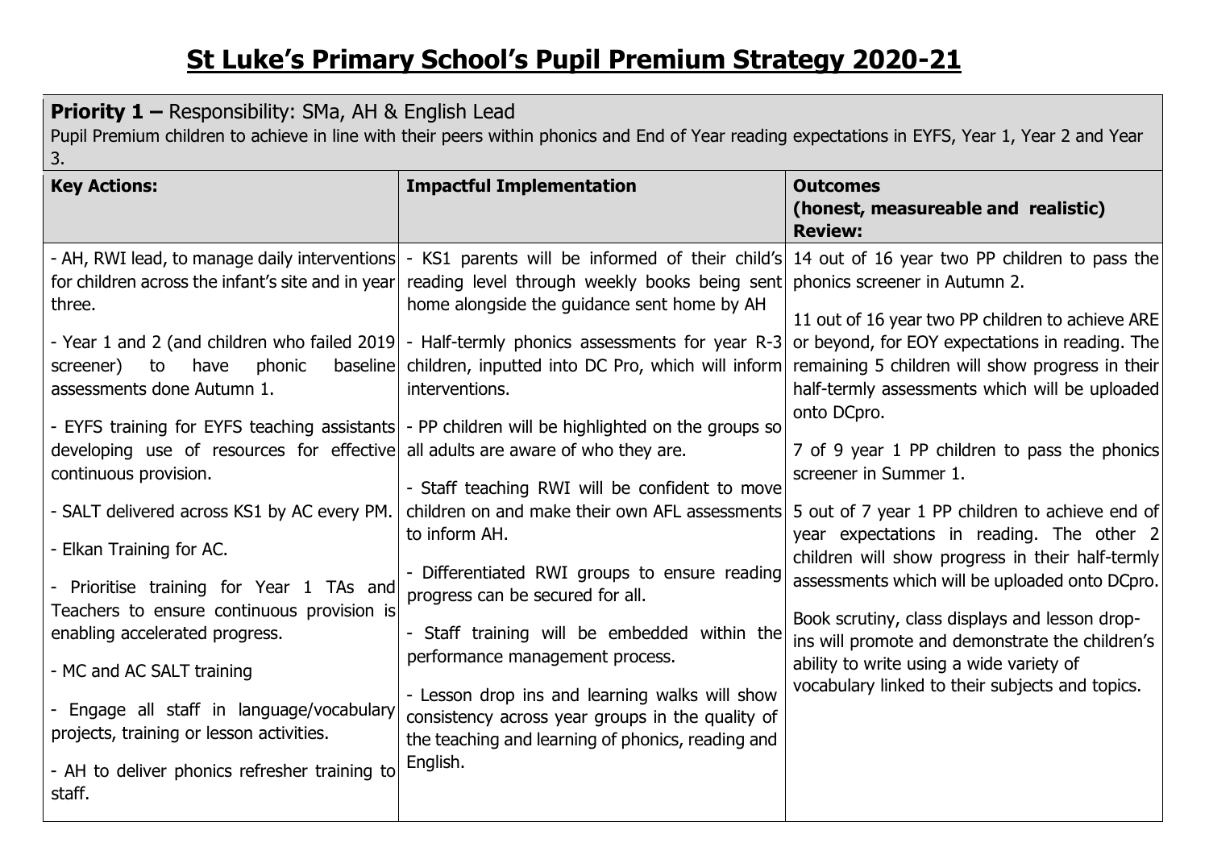# St Luke's Primary School's Pupil Premium Strategy 2020-21

**Priority 1 –** Responsibility: SMa, AH & English Lead
Pupil Premium children to achieve in line with their peers within phonics and End of Year reading expectations in EYFS, Year 1, Year 2 and Year 3.

| **Key Actions:** | **Impactful Implementation** | **Outcomes (honest, measureable and realistic) Review:** |
|---|---|---|
| - AH, RWI lead, to manage daily interventions for children across the infant's site and in year three.<br><br>- Year 1 and 2 (and children who failed 2019 screener) to have phonic baseline assessments done Autumn 1.<br><br>- EYFS training for EYFS teaching assistants developing use of resources for effective continuous provision.<br><br>- SALT delivered across KS1 by AC every PM.<br><br>- Elkan Training for AC.<br><br>- Prioritise training for Year 1 TAs and Teachers to ensure continuous provision is enabling accelerated progress.<br><br>- MC and AC SALT training<br><br>- Engage all staff in language/vocabulary projects, training or lesson activities.<br><br>- AH to deliver phonics refresher training to staff. | - KS1 parents will be informed of their child's reading level through weekly books being sent home alongside the guidance sent home by AH<br><br>- Half-termly phonics assessments for year R-3 children, inputted into DC Pro, which will inform interventions.<br><br>- PP children will be highlighted on the groups so all adults are aware of who they are.<br><br>- Staff teaching RWI will be confident to move children on and make their own AFL assessments to inform AH.<br><br>- Differentiated RWI groups to ensure reading progress can be secured for all.<br><br>- Staff training will be embedded within the performance management process.<br><br>- Lesson drop ins and learning walks will show consistency across year groups in the quality of the teaching and learning of phonics, reading and English. | 14 out of 16 year two PP children to pass the phonics screener in Autumn 2.<br><br>11 out of 16 year two PP children to achieve ARE or beyond, for EOY expectations in reading. The remaining 5 children will show progress in their half-termly assessments which will be uploaded onto DCpro.<br><br>7 of 9 year 1 PP children to pass the phonics screener in Summer 1.<br><br>5 out of 7 year 1 PP children to achieve end of year expectations in reading. The other 2 children will show progress in their half-termly assessments which will be uploaded onto DCpro.<br><br>Book scrutiny, class displays and lesson drop-ins will promote and demonstrate the children's ability to write using a wide variety of vocabulary linked to their subjects and topics. |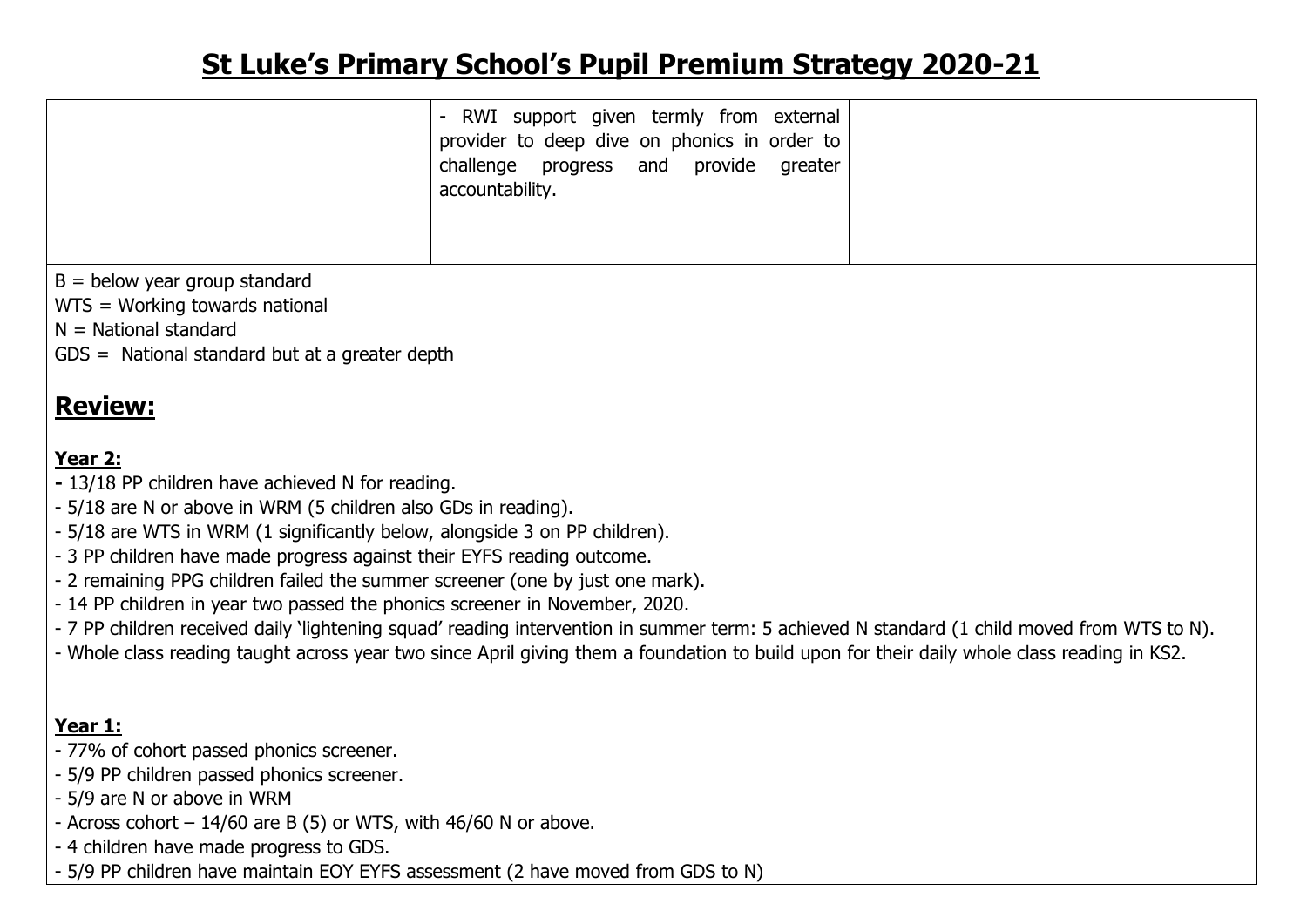# St Luke's Primary School's Pupil Premium Strategy 2020-21

| | | |
|---|---|---|
| | - RWI support given termly from external provider to deep dive on phonics in order to challenge progress and provide greater accountability. | |

B = below year group standard
WTS = Working towards national
N = National standard
GDS = National standard but at a greater depth

## Review:

**Year 2:**

- 13/18 PP children have achieved N for reading.
- 5/18 are N or above in WRM (5 children also GDs in reading).
- 5/18 are WTS in WRM (1 significantly below, alongside 3 on PP children).
- 3 PP children have made progress against their EYFS reading outcome.
- 2 remaining PPG children failed the summer screener (one by just one mark).
- 14 PP children in year two passed the phonics screener in November, 2020.
- 7 PP children received daily 'lightening squad' reading intervention in summer term: 5 achieved N standard (1 child moved from WTS to N).
- Whole class reading taught across year two since April giving them a foundation to build upon for their daily whole class reading in KS2.

**Year 1:**

- 77% of cohort passed phonics screener.
- 5/9 PP children passed phonics screener.
- 5/9 are N or above in WRM
- Across cohort – 14/60 are B (5) or WTS, with 46/60 N or above.
- 4 children have made progress to GDS.
- 5/9 PP children have maintain EOY EYFS assessment (2 have moved from GDS to N)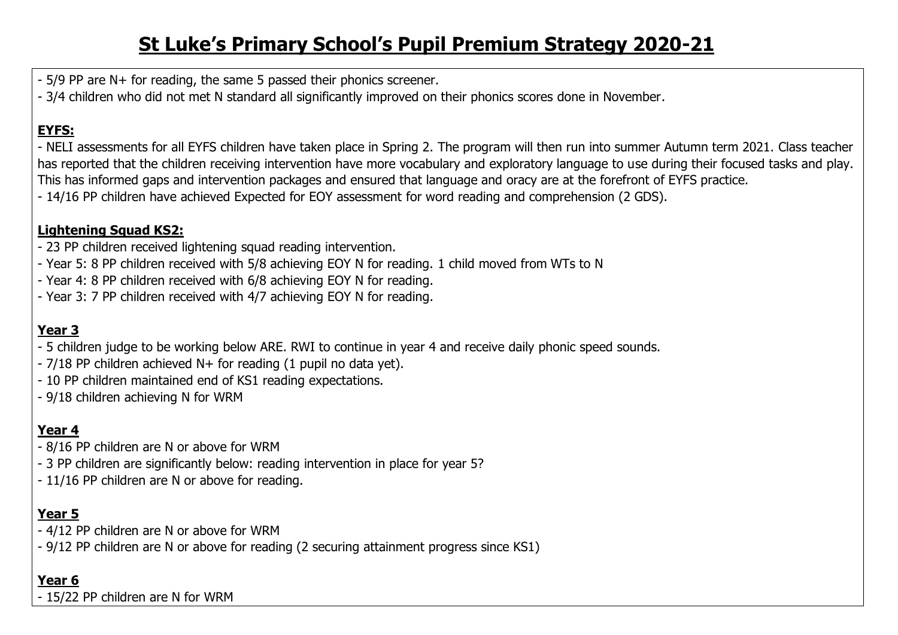# St Luke's Primary School's Pupil Premium Strategy 2020-21

- 5/9 PP are N+ for reading, the same 5 passed their phonics screener.
- 3/4 children who did not met N standard all significantly improved on their phonics scores done in November.

**EYFS:**

- NELI assessments for all EYFS children have taken place in Spring 2. The program will then run into summer Autumn term 2021. Class teacher has reported that the children receiving intervention have more vocabulary and exploratory language to use during their focused tasks and play. This has informed gaps and intervention packages and ensured that language and oracy are at the forefront of EYFS practice.
- 14/16 PP children have achieved Expected for EOY assessment for word reading and comprehension (2 GDS).

**Lightening Squad KS2:**

- 23 PP children received lightening squad reading intervention.
- Year 5: 8 PP children received with 5/8 achieving EOY N for reading. 1 child moved from WTs to N
- Year 4: 8 PP children received with 6/8 achieving EOY N for reading.
- Year 3: 7 PP children received with 4/7 achieving EOY N for reading.

**Year 3**

- 5 children judge to be working below ARE. RWI to continue in year 4 and receive daily phonic speed sounds.
- 7/18 PP children achieved N+ for reading (1 pupil no data yet).
- 10 PP children maintained end of KS1 reading expectations.
- 9/18 children achieving N for WRM

**Year 4**

- 8/16 PP children are N or above for WRM
- 3 PP children are significantly below: reading intervention in place for year 5?
- 11/16 PP children are N or above for reading.

**Year 5**

- 4/12 PP children are N or above for WRM
- 9/12 PP children are N or above for reading (2 securing attainment progress since KS1)

**Year 6**

- 15/22 PP children are N for WRM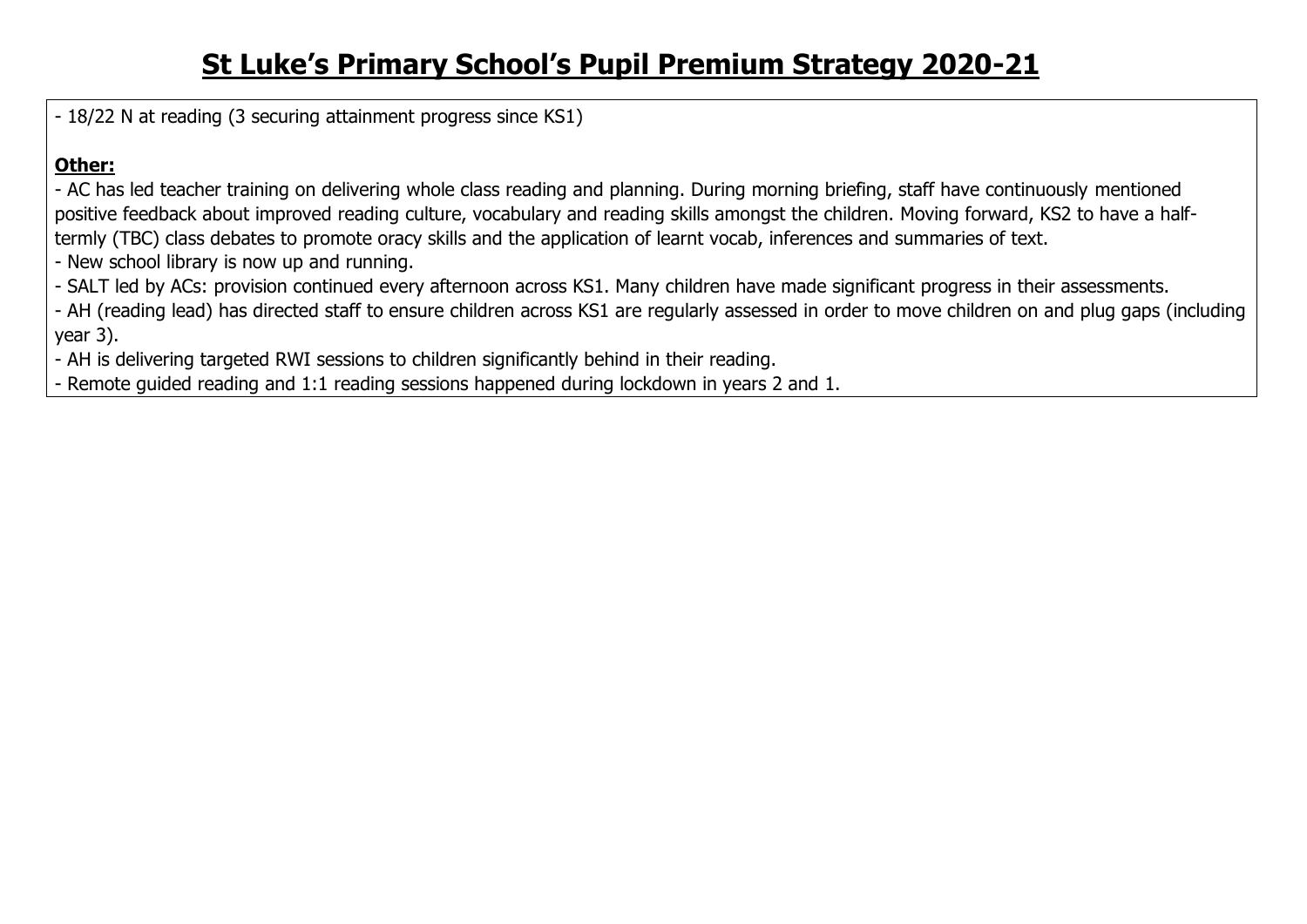# St Luke's Primary School's Pupil Premium Strategy 2020-21

- 18/22 N at reading (3 securing attainment progress since KS1)

**Other:**

- AC has led teacher training on delivering whole class reading and planning. During morning briefing, staff have continuously mentioned positive feedback about improved reading culture, vocabulary and reading skills amongst the children. Moving forward, KS2 to have a half-termly (TBC) class debates to promote oracy skills and the application of learnt vocab, inferences and summaries of text.
- New school library is now up and running.
- SALT led by ACs: provision continued every afternoon across KS1. Many children have made significant progress in their assessments.
- AH (reading lead) has directed staff to ensure children across KS1 are regularly assessed in order to move children on and plug gaps (including year 3).
- AH is delivering targeted RWI sessions to children significantly behind in their reading.
- Remote guided reading and 1:1 reading sessions happened during lockdown in years 2 and 1.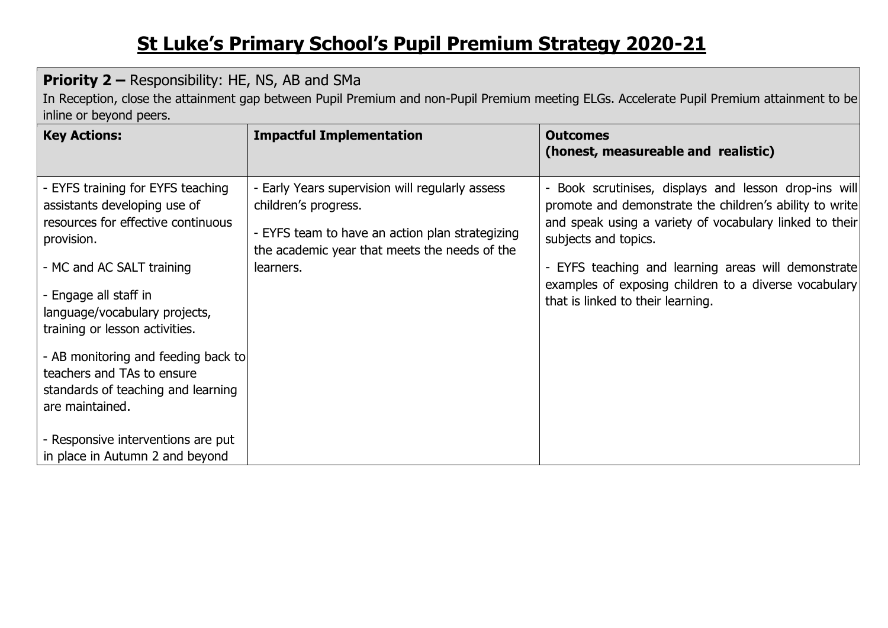# St Luke's Primary School's Pupil Premium Strategy 2020-21

**Priority 2 –** Responsibility: HE, NS, AB and SMa
In Reception, close the attainment gap between Pupil Premium and non-Pupil Premium meeting ELGs. Accelerate Pupil Premium attainment to be inline or beyond peers.

| **Key Actions:** | **Impactful Implementation** | **Outcomes (honest, measureable and realistic)** |
|---|---|---|
| - EYFS training for EYFS teaching assistants developing use of resources for effective continuous provision.<br><br>- MC and AC SALT training<br><br>- Engage all staff in language/vocabulary projects, training or lesson activities.<br><br>- AB monitoring and feeding back to teachers and TAs to ensure standards of teaching and learning are maintained.<br><br>- Responsive interventions are put in place in Autumn 2 and beyond | - Early Years supervision will regularly assess children's progress.<br><br>- EYFS team to have an action plan strategizing the academic year that meets the needs of the learners. | - Book scrutinises, displays and lesson drop-ins will promote and demonstrate the children's ability to write and speak using a variety of vocabulary linked to their subjects and topics.<br><br>- EYFS teaching and learning areas will demonstrate examples of exposing children to a diverse vocabulary that is linked to their learning. |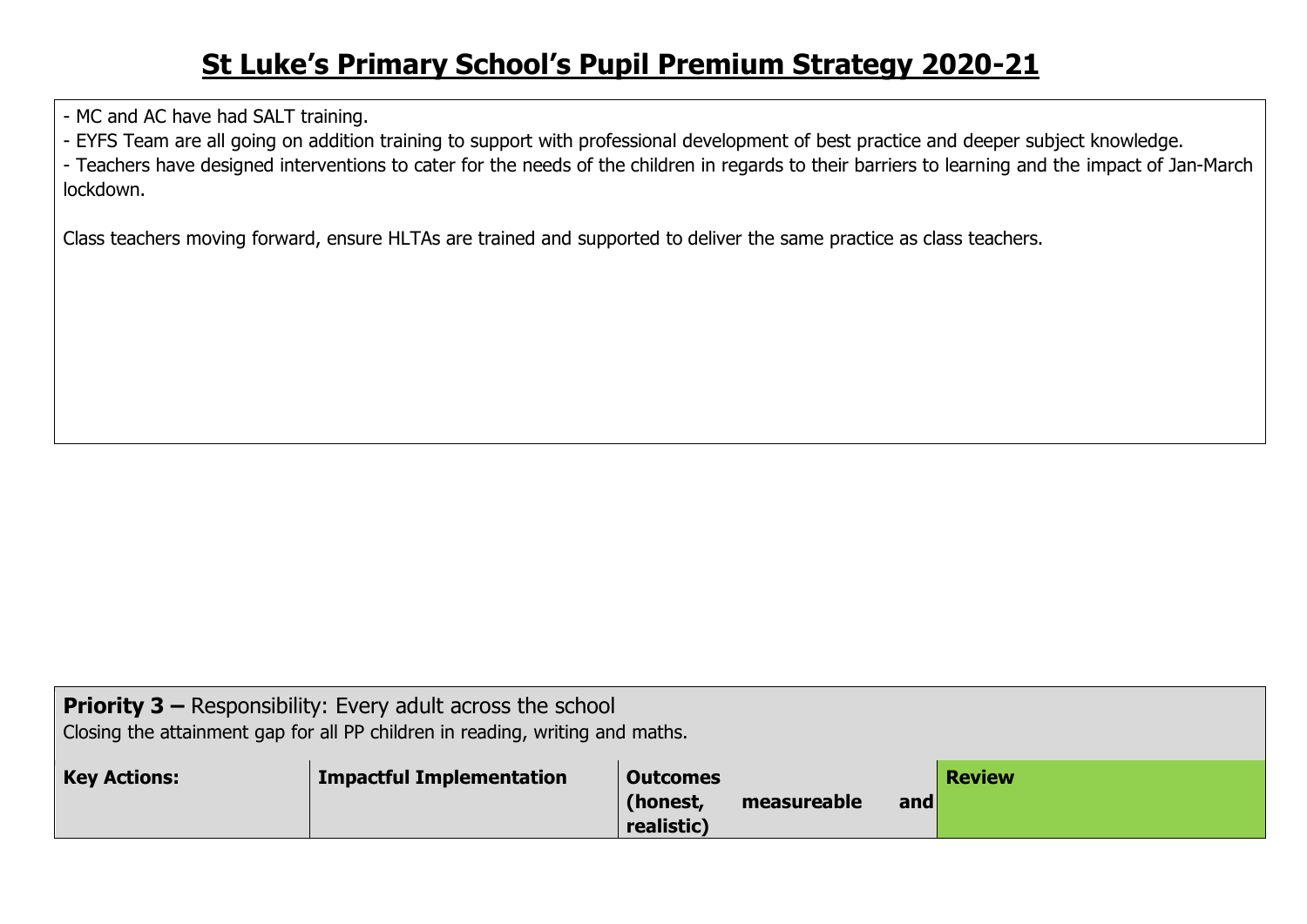# St Luke's Primary School's Pupil Premium Strategy 2020-21

- MC and AC have had SALT training.
- EYFS Team are all going on addition training to support with professional development of best practice and deeper subject knowledge.
- Teachers have designed interventions to cater for the needs of the children in regards to their barriers to learning and the impact of Jan-March lockdown.

Class teachers moving forward, ensure HLTAs are trained and supported to deliver the same practice as class teachers.

**Priority 3 –** Responsibility: Every adult across the school
Closing the attainment gap for all PP children in reading, writing and maths.

| **Key Actions:** | **Impactful Implementation** | **Outcomes (honest, measureable and realistic)** | **Review** |
| --- | --- | --- | --- |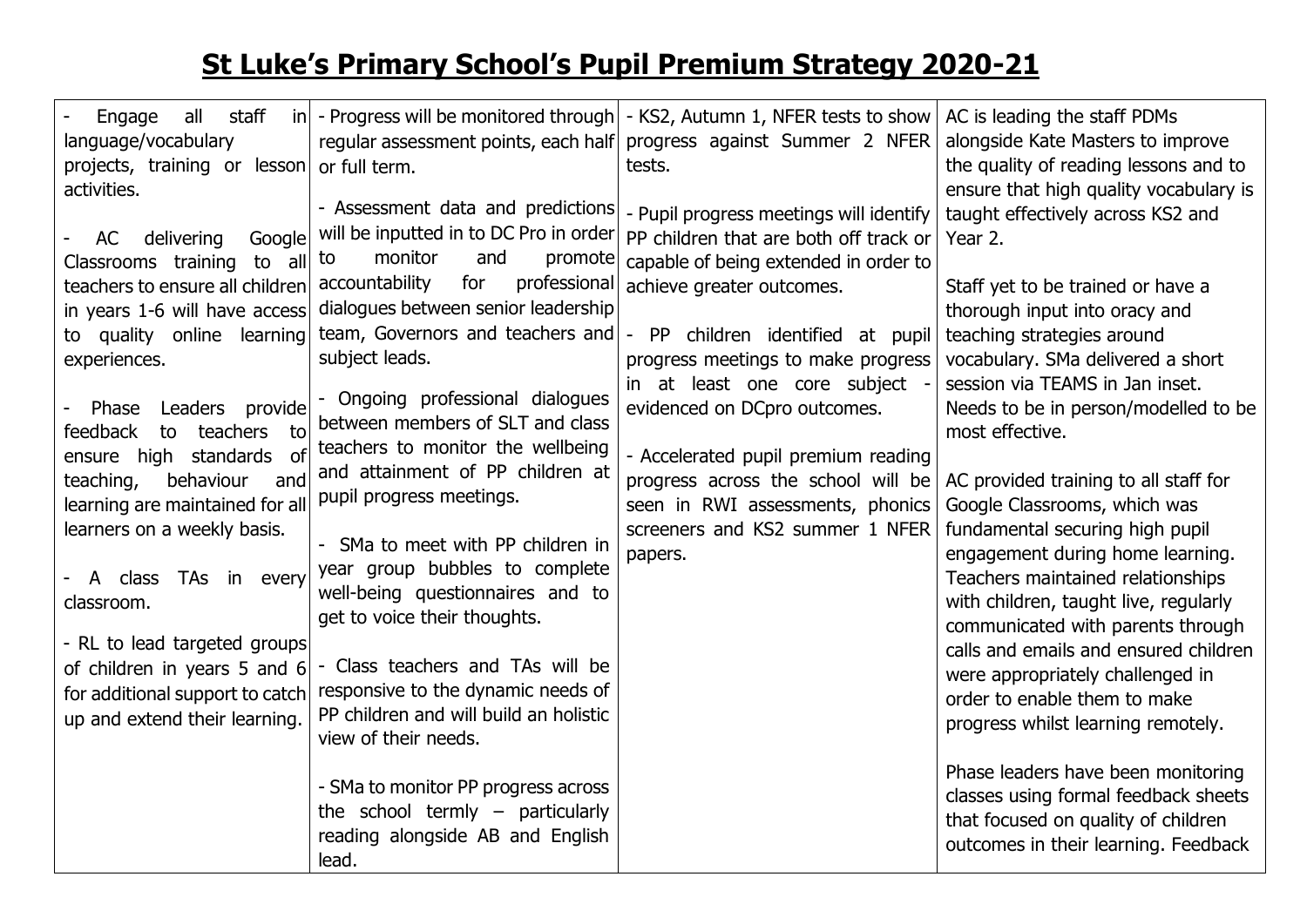# St Luke's Primary School's Pupil Premium Strategy 2020-21

| | | | |
|---|---|---|---|
| - Engage all staff in language/vocabulary projects, training or lesson activities.<br><br>- AC delivering Google Classrooms training to all teachers to ensure all children in years 1-6 will have access to quality online learning experiences.<br><br>- Phase Leaders provide feedback to teachers to ensure high standards of teaching, behaviour and learning are maintained for all learners on a weekly basis.<br><br>- A class TAs in every classroom.<br><br>- RL to lead targeted groups of children in years 5 and 6 for additional support to catch up and extend their learning. | - Progress will be monitored through regular assessment points, each half or full term.<br><br>- Assessment data and predictions will be inputted in to DC Pro in order to monitor and promote accountability for professional dialogues between senior leadership team, Governors and teachers and subject leads.<br><br>- Ongoing professional dialogues between members of SLT and class teachers to monitor the wellbeing and attainment of PP children at pupil progress meetings.<br><br>- SMa to meet with PP children in year group bubbles to complete well-being questionnaires and to get to voice their thoughts.<br><br>- Class teachers and TAs will be responsive to the dynamic needs of PP children and will build an holistic view of their needs.<br><br>- SMa to monitor PP progress across the school termly – particularly reading alongside AB and English lead. | - KS2, Autumn 1, NFER tests to show progress against Summer 2 NFER tests.<br><br>- Pupil progress meetings will identify PP children that are both off track or capable of being extended in order to achieve greater outcomes.<br><br>- PP children identified at pupil progress meetings to make progress in at least one core subject - evidenced on DCpro outcomes.<br><br>- Accelerated pupil premium reading progress across the school will be seen in RWI assessments, phonics screeners and KS2 summer 1 NFER papers. | AC is leading the staff PDMs alongside Kate Masters to improve the quality of reading lessons and to ensure that high quality vocabulary is taught effectively across KS2 and Year 2.<br><br>Staff yet to be trained or have a thorough input into oracy and teaching strategies around vocabulary. SMa delivered a short session via TEAMS in Jan inset. Needs to be in person/modelled to be most effective.<br><br>AC provided training to all staff for Google Classrooms, which was fundamental securing high pupil engagement during home learning. Teachers maintained relationships with children, taught live, regularly communicated with parents through calls and emails and ensured children were appropriately challenged in order to enable them to make progress whilst learning remotely.<br><br>Phase leaders have been monitoring classes using formal feedback sheets that focused on quality of children outcomes in their learning. Feedback |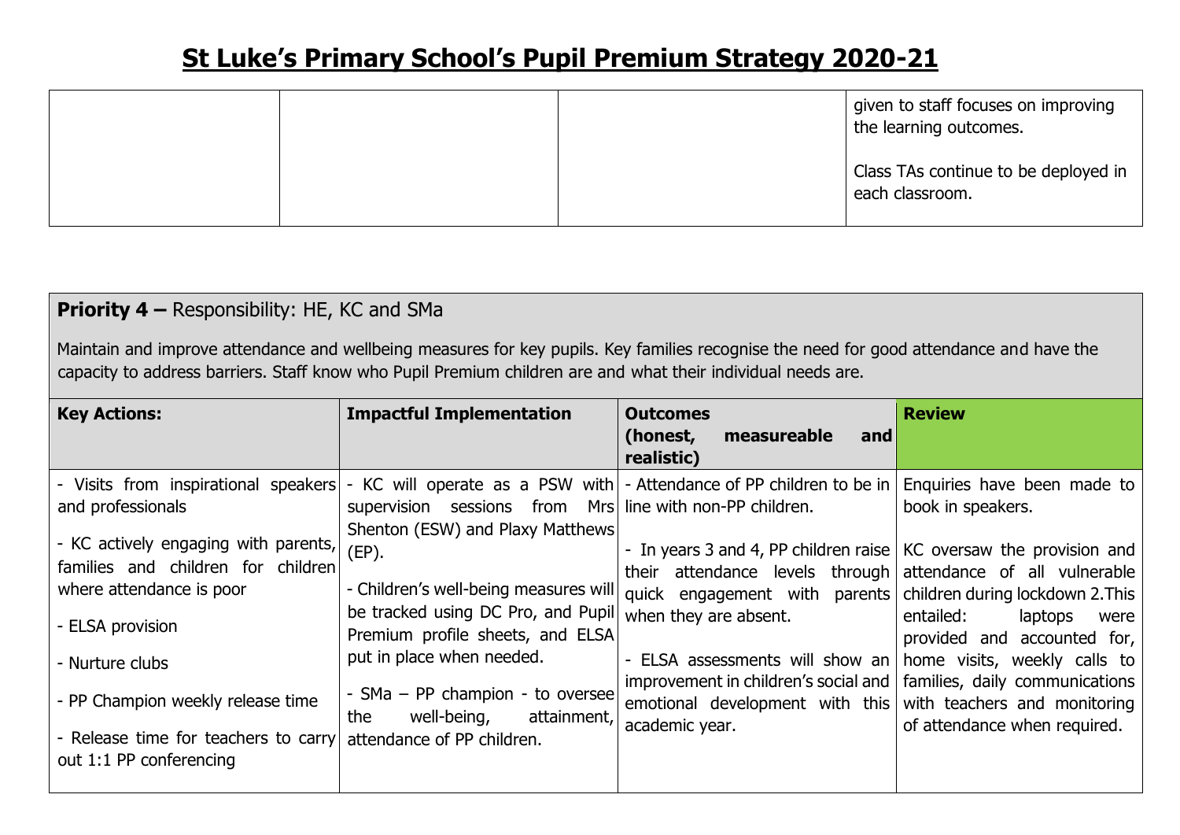# St Luke's Primary School's Pupil Premium Strategy 2020-21

| | | | |
|---|---|---|---|
| | | | given to staff focuses on improving the learning outcomes.<br><br>Class TAs continue to be deployed in each classroom. |

**Priority 4 –** Responsibility: HE, KC and SMa

Maintain and improve attendance and wellbeing measures for key pupils. Key families recognise the need for good attendance and have the capacity to address barriers. Staff know who Pupil Premium children are and what their individual needs are.

| **Key Actions:** | **Impactful Implementation** | **Outcomes (honest, measureable and realistic)** | **Review** |
|---|---|---|---|
| - Visits from inspirational speakers and professionals<br><br>- KC actively engaging with parents, families and children for children where attendance is poor<br><br>- ELSA provision<br><br>- Nurture clubs<br><br>- PP Champion weekly release time<br><br>- Release time for teachers to carry out 1:1 PP conferencing | - KC will operate as a PSW with supervision sessions from Mrs Shenton (ESW) and Plaxy Matthews (EP).<br><br>- Children's well-being measures will be tracked using DC Pro, and Pupil Premium profile sheets, and ELSA put in place when needed.<br><br>- SMa – PP champion - to oversee the well-being, attainment, attendance of PP children. | - Attendance of PP children to be in line with non-PP children.<br><br>- In years 3 and 4, PP children raise their attendance levels through quick engagement with parents when they are absent.<br><br>- ELSA assessments will show an improvement in children's social and emotional development with this academic year. | Enquiries have been made to book in speakers.<br><br>KC oversaw the provision and attendance of all vulnerable children during lockdown 2.This entailed: laptops were provided and accounted for, home visits, weekly calls to families, daily communications with teachers and monitoring of attendance when required. |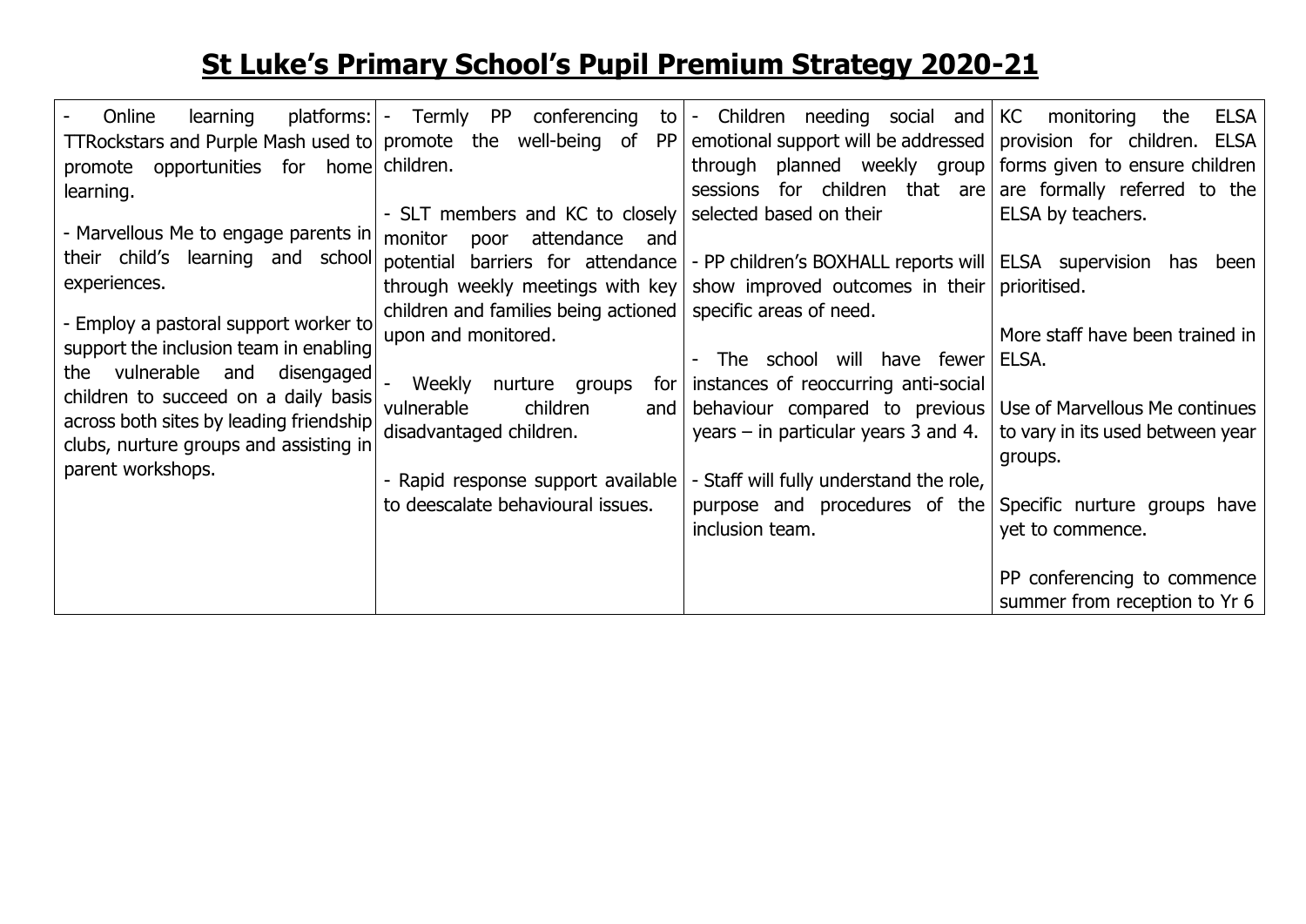# St Luke's Primary School's Pupil Premium Strategy 2020-21

| | | | |
|---|---|---|---|
| - Online learning platforms: TTRockstars and Purple Mash used to promote opportunities for home learning.<br><br>- Marvellous Me to engage parents in their child's learning and school experiences.<br><br>- Employ a pastoral support worker to support the inclusion team in enabling the vulnerable and disengaged children to succeed on a daily basis across both sites by leading friendship clubs, nurture groups and assisting in parent workshops. | - Termly PP conferencing to promote the well-being of PP children.<br><br>- SLT members and KC to closely monitor poor attendance and potential barriers for attendance through weekly meetings with key children and families being actioned upon and monitored.<br><br>- Weekly nurture groups for vulnerable children and disadvantaged children.<br><br>- Rapid response support available to deescalate behavioural issues. | - Children needing social and emotional support will be addressed through planned weekly group sessions for children that are selected based on their<br><br>- PP children's BOXHALL reports will show improved outcomes in their specific areas of need.<br><br>- The school will have fewer instances of reoccurring anti-social behaviour compared to previous years – in particular years 3 and 4.<br><br>- Staff will fully understand the role, purpose and procedures of the inclusion team. | KC monitoring the ELSA provision for children. ELSA forms given to ensure children are formally referred to the ELSA by teachers.<br><br>ELSA supervision has been prioritised.<br><br>More staff have been trained in ELSA.<br><br>Use of Marvellous Me continues to vary in its used between year groups.<br><br>Specific nurture groups have yet to commence.<br><br>PP conferencing to commence summer from reception to Yr 6 |